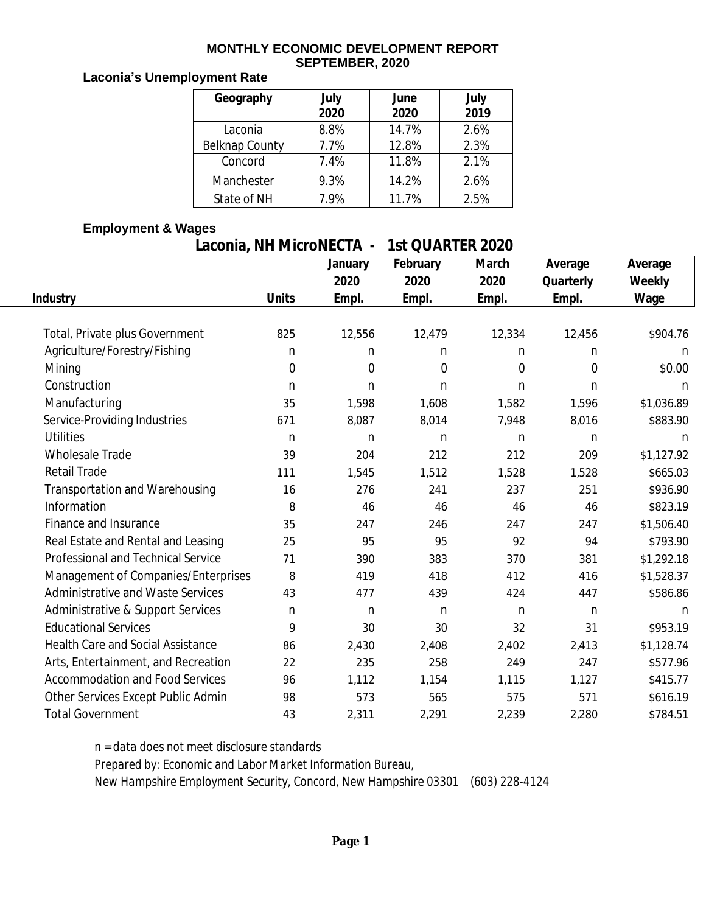**MONTHLY ECONOMIC DEVELOPMENT REPORT**
**SEPTEMBER, 2020**

## Laconia's Unemployment Rate

| Geography | July 2020 | June 2020 | July 2019 |
|---|---|---|---|
| Laconia | 8.8% | 14.7% | 2.6% |
| Belknap County | 7.7% | 12.8% | 2.3% |
| Concord | 7.4% | 11.8% | 2.1% |
| Manchester | 9.3% | 14.2% | 2.6% |
| State of NH | 7.9% | 11.7% | 2.5% |

## Employment & Wages

### Laconia, NH MicroNECTA - 1st QUARTER 2020

| Industry | Units | January 2020 Empl. | February 2020 Empl. | March 2020 Empl. | Average Quarterly Empl. | Average Weekly Wage |
|---|---|---|---|---|---|---|
| Total, Private plus Government | 825 | 12,556 | 12,479 | 12,334 | 12,456 | $904.76 |
| Agriculture/Forestry/Fishing | n | n | n | n | n | n |
| Mining | 0 | 0 | 0 | 0 | 0 | $0.00 |
| Construction | n | n | n | n | n | n |
| Manufacturing | 35 | 1,598 | 1,608 | 1,582 | 1,596 | $1,036.89 |
| Service-Providing Industries | 671 | 8,087 | 8,014 | 7,948 | 8,016 | $883.90 |
| Utilities | n | n | n | n | n | n |
| Wholesale Trade | 39 | 204 | 212 | 212 | 209 | $1,127.92 |
| Retail Trade | 111 | 1,545 | 1,512 | 1,528 | 1,528 | $665.03 |
| Transportation and Warehousing | 16 | 276 | 241 | 237 | 251 | $936.90 |
| Information | 8 | 46 | 46 | 46 | 46 | $823.19 |
| Finance and Insurance | 35 | 247 | 246 | 247 | 247 | $1,506.40 |
| Real Estate and Rental and Leasing | 25 | 95 | 95 | 92 | 94 | $793.90 |
| Professional and Technical Service | 71 | 390 | 383 | 370 | 381 | $1,292.18 |
| Management of Companies/Enterprises | 8 | 419 | 418 | 412 | 416 | $1,528.37 |
| Administrative and Waste Services | 43 | 477 | 439 | 424 | 447 | $586.86 |
| Administrative & Support Services | n | n | n | n | n | n |
| Educational Services | 9 | 30 | 30 | 32 | 31 | $953.19 |
| Health Care and Social Assistance | 86 | 2,430 | 2,408 | 2,402 | 2,413 | $1,128.74 |
| Arts, Entertainment, and Recreation | 22 | 235 | 258 | 249 | 247 | $577.96 |
| Accommodation and Food Services | 96 | 1,112 | 1,154 | 1,115 | 1,127 | $415.77 |
| Other Services Except Public Admin | 98 | 573 | 565 | 575 | 571 | $616.19 |
| Total Government | 43 | 2,311 | 2,291 | 2,239 | 2,280 | $784.51 |

*n = data does not meet disclosure standards*

*Prepared by: Economic and Labor Market Information Bureau,*

*New Hampshire Employment Security, Concord, New Hampshire 03301 (603) 228-4124*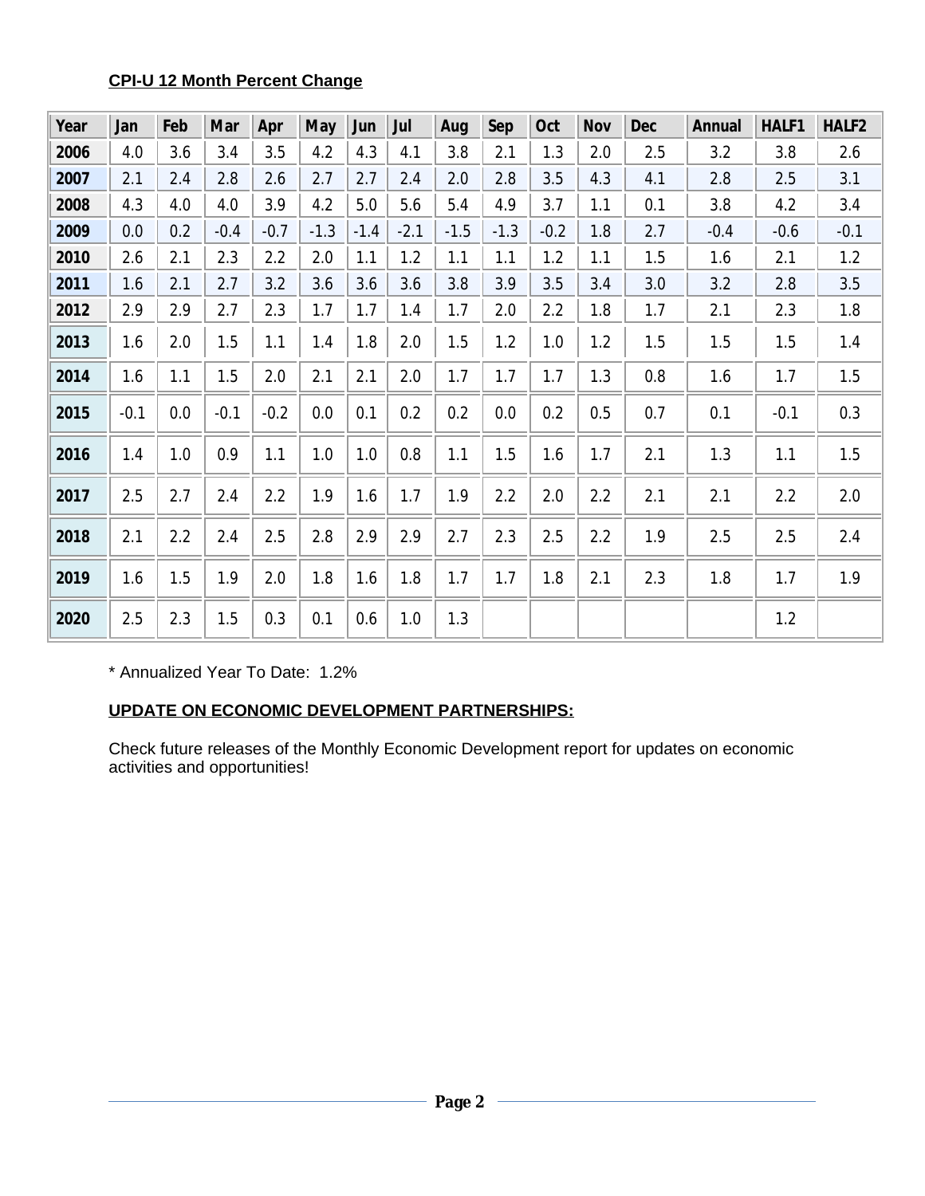**CPI-U 12 Month Percent Change**

| Year | Jan | Feb | Mar | Apr | May | Jun | Jul | Aug | Sep | Oct | Nov | Dec | Annual | HALF1 | HALF2 |
|---|---|---|---|---|---|---|---|---|---|---|---|---|---|---|---|
| 2006 | 4.0 | 3.6 | 3.4 | 3.5 | 4.2 | 4.3 | 4.1 | 3.8 | 2.1 | 1.3 | 2.0 | 2.5 | 3.2 | 3.8 | 2.6 |
| 2007 | 2.1 | 2.4 | 2.8 | 2.6 | 2.7 | 2.7 | 2.4 | 2.0 | 2.8 | 3.5 | 4.3 | 4.1 | 2.8 | 2.5 | 3.1 |
| 2008 | 4.3 | 4.0 | 4.0 | 3.9 | 4.2 | 5.0 | 5.6 | 5.4 | 4.9 | 3.7 | 1.1 | 0.1 | 3.8 | 4.2 | 3.4 |
| 2009 | 0.0 | 0.2 | -0.4 | -0.7 | -1.3 | -1.4 | -2.1 | -1.5 | -1.3 | -0.2 | 1.8 | 2.7 | -0.4 | -0.6 | -0.1 |
| 2010 | 2.6 | 2.1 | 2.3 | 2.2 | 2.0 | 1.1 | 1.2 | 1.1 | 1.1 | 1.2 | 1.1 | 1.5 | 1.6 | 2.1 | 1.2 |
| 2011 | 1.6 | 2.1 | 2.7 | 3.2 | 3.6 | 3.6 | 3.6 | 3.8 | 3.9 | 3.5 | 3.4 | 3.0 | 3.2 | 2.8 | 3.5 |
| 2012 | 2.9 | 2.9 | 2.7 | 2.3 | 1.7 | 1.7 | 1.4 | 1.7 | 2.0 | 2.2 | 1.8 | 1.7 | 2.1 | 2.3 | 1.8 |
| 2013 | 1.6 | 2.0 | 1.5 | 1.1 | 1.4 | 1.8 | 2.0 | 1.5 | 1.2 | 1.0 | 1.2 | 1.5 | 1.5 | 1.5 | 1.4 |
| 2014 | 1.6 | 1.1 | 1.5 | 2.0 | 2.1 | 2.1 | 2.0 | 1.7 | 1.7 | 1.7 | 1.3 | 0.8 | 1.6 | 1.7 | 1.5 |
| 2015 | -0.1 | 0.0 | -0.1 | -0.2 | 0.0 | 0.1 | 0.2 | 0.2 | 0.0 | 0.2 | 0.5 | 0.7 | 0.1 | -0.1 | 0.3 |
| 2016 | 1.4 | 1.0 | 0.9 | 1.1 | 1.0 | 1.0 | 0.8 | 1.1 | 1.5 | 1.6 | 1.7 | 2.1 | 1.3 | 1.1 | 1.5 |
| 2017 | 2.5 | 2.7 | 2.4 | 2.2 | 1.9 | 1.6 | 1.7 | 1.9 | 2.2 | 2.0 | 2.2 | 2.1 | 2.1 | 2.2 | 2.0 |
| 2018 | 2.1 | 2.2 | 2.4 | 2.5 | 2.8 | 2.9 | 2.9 | 2.7 | 2.3 | 2.5 | 2.2 | 1.9 | 2.5 | 2.5 | 2.4 |
| 2019 | 1.6 | 1.5 | 1.9 | 2.0 | 1.8 | 1.6 | 1.8 | 1.7 | 1.7 | 1.8 | 2.1 | 2.3 | 1.8 | 1.7 | 1.9 |
| 2020 | 2.5 | 2.3 | 1.5 | 0.3 | 0.1 | 0.6 | 1.0 | 1.3 | | | | | | 1.2 | |

* Annualized Year To Date: 1.2%

**UPDATE ON ECONOMIC DEVELOPMENT PARTNERSHIPS:**

Check future releases of the Monthly Economic Development report for updates on economic activities and opportunities!